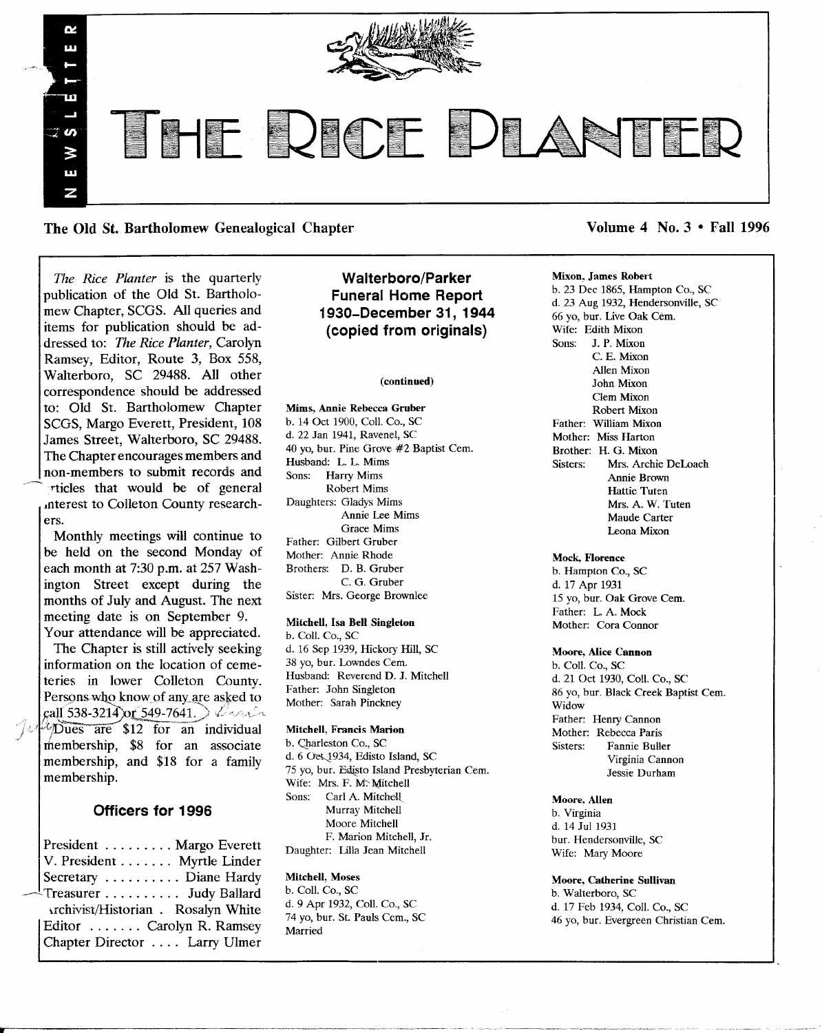# THE RICE PLANTER

NEWSLETTER

**The Old St. Bartholomew Genealogical Chapter** — **Volume 4 No. 3 • Fall 1996**

*The Rice Planter* is the quarterly publication of the Old St. Bartholomew Chapter, SCGS. All queries and items for publication should be addressed to: *The Rice Planter*, Carolyn Ramsey, Editor, Route 3, Box 558, Walterboro, SC 29488. All other correspondence should be addressed to: Old St. Bartholomew Chapter SCGS, Margo Everett, President, 108 James Street, Walterboro, SC 29488. The Chapter encourages members and non-members to submit records and articles that would be of general interest to Colleton County researchers.

Monthly meetings will continue to be held on the second Monday of each month at 7:30 p.m. at 257 Washington Street except during the months of July and August. The next meeting date is on September 9. Your attendance will be appreciated.

The Chapter is still actively seeking information on the location of cemeteries in lower Colleton County. Persons who know of any are asked to call 538-3214 or 549-7641.

Dues are $12 for an individual membership, $8 for an associate membership, and $18 for a family membership.

### Officers for 1996

President ......... Margo Everett
V. President ....... Myrtle Linder
Secretary .......... Diane Hardy
Treasurer .......... Judy Ballard
Archivist/Historian . Rosalyn White
Editor ....... Carolyn R. Ramsey
Chapter Director .... Larry Ulmer

## Walterboro/Parker Funeral Home Report 1930–December 31, 1944 (copied from originals)

**(continued)**

**Mims, Annie Rebecca Gruber**
b. 14 Oct 1900, Coll. Co., SC
d. 22 Jan 1941, Ravenel, SC
40 yo, bur. Pine Grove #2 Baptist Cem.
Husband: L. L. Mims
Sons: Harry Mims
Robert Mims
Daughters: Gladys Mims
Annie Lee Mims
Grace Mims
Father: Gilbert Gruber
Mother: Annie Rhode
Brothers: D. B. Gruber
C. G. Gruber
Sister: Mrs. George Brownlee

**Mitchell, Isa Bell Singleton**
b. Coll. Co., SC
d. 16 Sep 1939, Hickory Hill, SC
38 yo, bur. Lowndes Cem.
Husband: Reverend D. J. Mitchell
Father: John Singleton
Mother: Sarah Pinckney

**Mitchell, Francis Marion**
b. Charleston Co., SC
d. 6 Oct 1934, Edisto Island, SC
75 yo, bur. Edisto Island Presbyterian Cem.
Wife: Mrs. F. M. Mitchell
Sons: Carl A. Mitchell
Murray Mitchell
Moore Mitchell
F. Marion Mitchell, Jr.
Daughter: Lilla Jean Mitchell

**Mitchell, Moses**
b. Coll. Co., SC
d. 9 Apr 1932, Coll. Co., SC
74 yo, bur. St. Pauls Cem., SC
Married

**Mixon, James Robert**
b. 23 Dec 1865, Hampton Co., SC
d. 23 Aug 1932, Hendersonville, SC
66 yo, bur. Live Oak Cem.
Wife: Edith Mixon
Sons: J. P. Mixon
C. E. Mixon
Allen Mixon
John Mixon
Clem Mixon
Robert Mixon
Father: William Mixon
Mother: Miss Harton
Brother: H. G. Mixon
Sisters: Mrs. Archie DeLoach
Annie Brown
Hattie Tuten
Mrs. A. W. Tuten
Maude Carter
Leona Mixon

**Mock, Florence**
b. Hampton Co., SC
d. 17 Apr 1931
15 yo, bur. Oak Grove Cem.
Father: L. A. Mock
Mother: Cora Connor

**Moore, Alice Cannon**
b. Coll. Co., SC
d. 21 Oct 1930, Coll. Co., SC
86 yo, bur. Black Creek Baptist Cem.
Widow
Father: Henry Cannon
Mother: Rebecca Paris
Sisters: Fannie Buller
Virginia Cannon
Jessie Durham

**Moore, Allen**
b. Virginia
d. 14 Jul 1931
bur. Hendersonville, SC
Wife: Mary Moore

**Moore, Catherine Sullivan**
b. Walterboro, SC
d. 17 Feb 1934, Coll. Co., SC
46 yo, bur. Evergreen Christian Cem.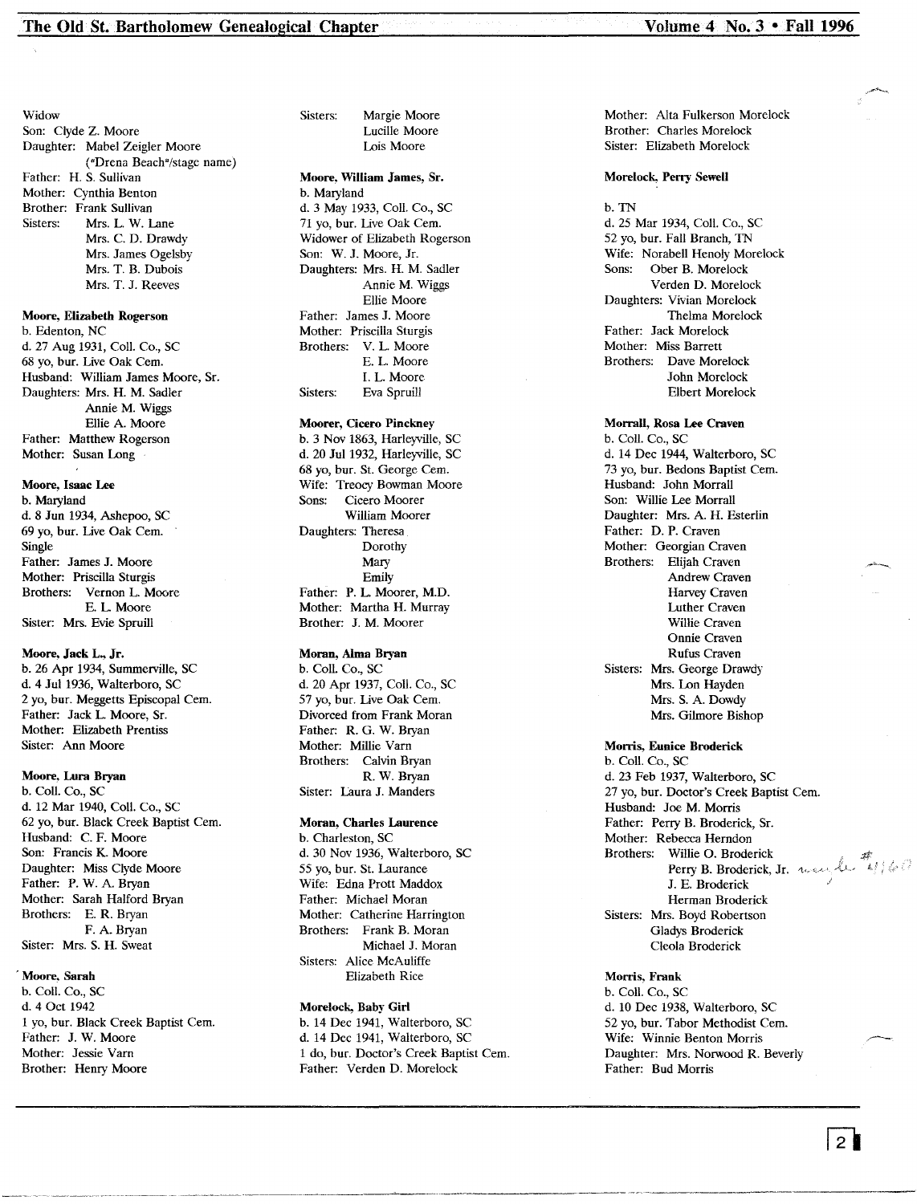Widow
Son: Clyde Z. Moore
Daughter: Mabel Zeigler Moore
("Drena Beach"/stage name)
Father: H. S. Sullivan
Mother: Cynthia Benton
Brother: Frank Sullivan
Sisters: Mrs. L. W. Lane
Mrs. C. D. Drawdy
Mrs. James Ogelsby
Mrs. T. B. Dubois
Mrs. T. J. Reeves

**Moore, Elizabeth Rogerson**
b. Edenton, NC
d. 27 Aug 1931, Coll. Co., SC
68 yo, bur. Live Oak Cem.
Husband: William James Moore, Sr.
Daughters: Mrs. H. M. Sadler
Annie M. Wiggs
Ellie A. Moore
Father: Matthew Rogerson
Mother: Susan Long

**Moore, Isaac Lee**
b. Maryland
d. 8 Jun 1934, Ashepoo, SC
69 yo, bur. Live Oak Cem.
Single
Father: James J. Moore
Mother: Priscilla Sturgis
Brothers: Vernon L. Moore
E. L. Moore
Sister: Mrs. Evie Spruill

**Moore, Jack L., Jr.**
b. 26 Apr 1934, Summerville, SC
d. 4 Jul 1936, Walterboro, SC
2 yo, bur. Meggetts Episcopal Cem.
Father: Jack L. Moore, Sr.
Mother: Elizabeth Prentiss
Sister: Ann Moore

**Moore, Lura Bryan**
b. Coll. Co., SC
d. 12 Mar 1940, Coll. Co., SC
62 yo, bur. Black Creek Baptist Cem.
Husband: C. F. Moore
Son: Francis K. Moore
Daughter: Miss Clyde Moore
Father: P. W. A. Bryan
Mother: Sarah Halford Bryan
Brothers: E. R. Bryan
F. A. Bryan
Sister: Mrs. S. H. Sweat

**Moore, Sarah**
b. Coll. Co., SC
d. 4 Oct 1942
1 yo, bur. Black Creek Baptist Cem.
Father: J. W. Moore
Mother: Jessie Varn
Brother: Henry Moore

Sisters: Margie Moore
Lucille Moore
Lois Moore

**Moore, William James, Sr.**
b. Maryland
d. 3 May 1933, Coll. Co., SC
71 yo, bur. Live Oak Cem.
Widower of Elizabeth Rogerson
Son: W. J. Moore, Jr.
Daughters: Mrs. H. M. Sadler
Annie M. Wiggs
Ellie Moore
Father: James J. Moore
Mother: Priscilla Sturgis
Brothers: V. L. Moore
E. L. Moore
I. L. Moore
Sisters: Eva Spruill

**Moorer, Cicero Pinckney**
b. 3 Nov 1863, Harleyville, SC
d. 20 Jul 1932, Harleyville, SC
68 yo, bur. St. George Cem.
Wife: Treocy Bowman Moore
Sons: Cicero Moorer
William Moorer
Daughters: Theresa
Dorothy
Mary
Emily
Father: P. L. Moorer, M.D.
Mother: Martha H. Murray
Brother: J. M. Moorer

**Moran, Alma Bryan**
b. Coll. Co., SC
d. 20 Apr 1937, Coll. Co., SC
57 yo, bur. Live Oak Cem.
Divorced from Frank Moran
Father: R. G. W. Bryan
Mother: Millie Varn
Brothers: Calvin Bryan
R. W. Bryan
Sister: Laura J. Manders

**Moran, Charles Laurence**
b. Charleston, SC
d. 30 Nov 1936, Walterboro, SC
55 yo, bur. St. Laurance
Wife: Edna Prott Maddox
Father: Michael Moran
Mother: Catherine Harrington
Brothers: Frank B. Moran
Michael J. Moran
Sisters: Alice McAuliffe
Elizabeth Rice

**Morelock, Baby Girl**
b. 14 Dec 1941, Walterboro, SC
d. 14 Dec 1941, Walterboro, SC
1 do, bur. Doctor's Creek Baptist Cem.
Father: Verden D. Morelock
Mother: Alta Fulkerson Morelock
Brother: Charles Morelock
Sister: Elizabeth Morelock

**Morelock, Perry Sewell**

b. TN
d. 25 Mar 1934, Coll. Co., SC
52 yo, bur. Fall Branch, TN
Wife: Norabell Henoly Morelock
Sons: Ober B. Morelock
Verden D. Morelock
Daughters: Vivian Morelock
Thelma Morelock
Father: Jack Morelock
Mother: Miss Barrett
Brothers: Dave Morelock
John Morelock
Elbert Morelock

**Morrall, Rosa Lee Craven**
b. Coll. Co., SC
d. 14 Dec 1944, Walterboro, SC
73 yo, bur. Bedons Baptist Cem.
Husband: John Morrall
Son: Willie Lee Morrall
Daughter: Mrs. A. H. Esterlin
Father: D. P. Craven
Mother: Georgian Craven
Brothers: Elijah Craven
Andrew Craven
Harvey Craven
Luther Craven
Willie Craven
Onnie Craven
Rufus Craven
Sisters: Mrs. George Drawdy
Mrs. Lon Hayden
Mrs. S. A. Dowdy
Mrs. Gilmore Bishop

**Morris, Eunice Broderick**
b. Coll. Co., SC
d. 23 Feb 1937, Walterboro, SC
27 yo, bur. Doctor's Creek Baptist Cem.
Husband: Joe M. Morris
Father: Perry B. Broderick, Sr.
Mother: Rebecca Herndon
Brothers: Willie O. Broderick
Perry B. Broderick, Jr.
J. E. Broderick
Herman Broderick
Sisters: Mrs. Boyd Robertson
Gladys Broderick
Cleola Broderick

**Morris, Frank**
b. Coll. Co., SC
d. 10 Dec 1938, Walterboro, SC
52 yo, bur. Tabor Methodist Cem.
Wife: Winnie Benton Morris
Daughter: Mrs. Norwood R. Beverly
Father: Bud Morris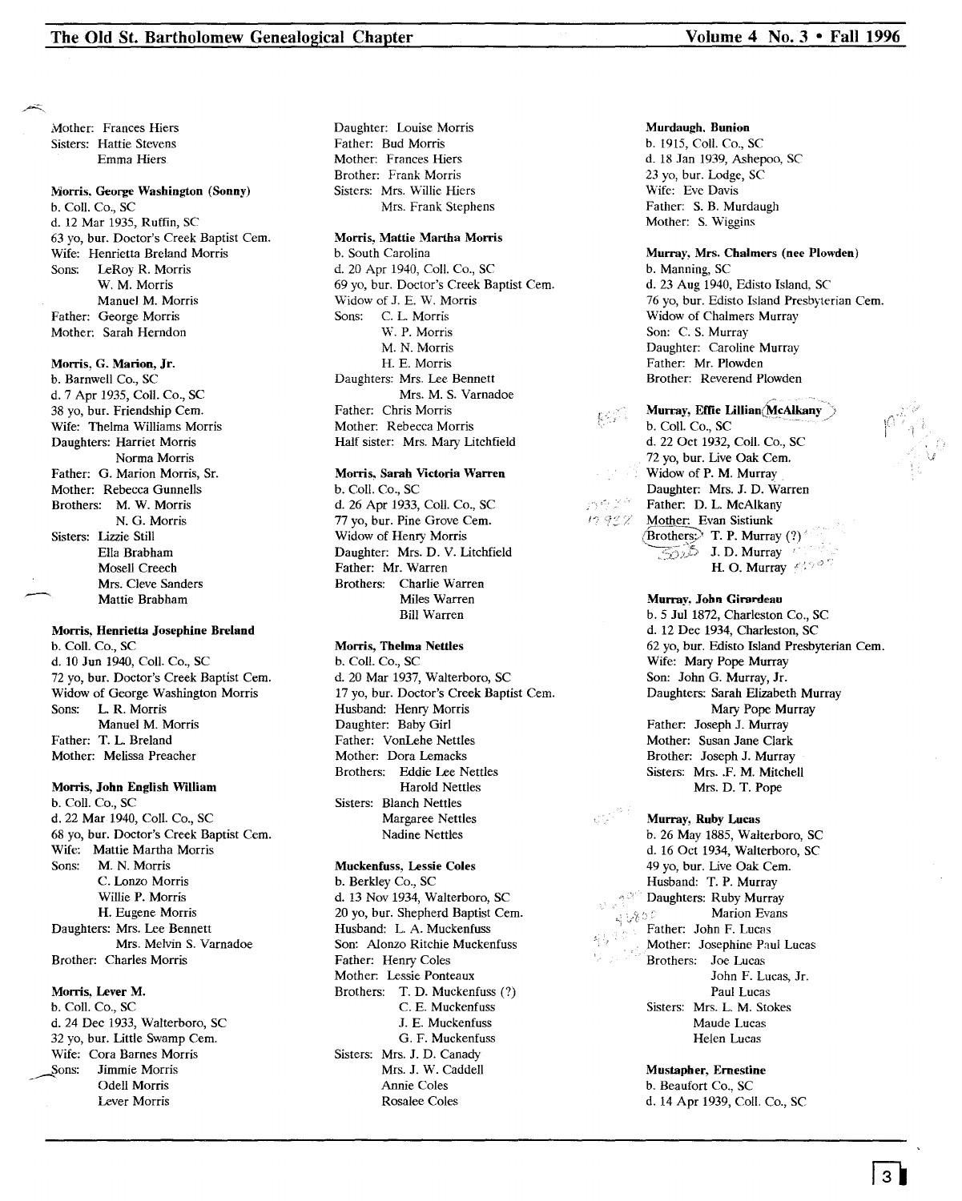Mother: Frances Hiers
Sisters: Hattie Stevens
Emma Hiers

**Morris, George Washington (Sonny)**
b. Coll. Co., SC
d. 12 Mar 1935, Ruffin, SC
63 yo, bur. Doctor's Creek Baptist Cem.
Wife: Henrietta Breland Morris
Sons: LeRoy R. Morris
W. M. Morris
Manuel M. Morris
Father: George Morris
Mother: Sarah Herndon

**Morris, G. Marion, Jr.**
b. Barnwell Co., SC
d. 7 Apr 1935, Coll. Co., SC
38 yo, bur. Friendship Cem.
Wife: Thelma Williams Morris
Daughters: Harriet Morris
Norma Morris
Father: G. Marion Morris, Sr.
Mother: Rebecca Gunnells
Brothers: M. W. Morris
N. G. Morris
Sisters: Lizzie Still
Ella Brabham
Mosell Creech
Mrs. Cleve Sanders
Mattie Brabham

**Morris, Henrietta Josephine Breland**
b. Coll. Co., SC
d. 10 Jun 1940, Coll. Co., SC
72 yo, bur. Doctor's Creek Baptist Cem.
Widow of George Washington Morris
Sons: L. R. Morris
Manuel M. Morris
Father: T. L. Breland
Mother: Melissa Preacher

**Morris, John English William**
b. Coll. Co., SC
d. 22 Mar 1940, Coll. Co., SC
68 yo, bur. Doctor's Creek Baptist Cem.
Wife: Mattie Martha Morris
Sons: M. N. Morris
C. Lonzo Morris
Willie P. Morris
H. Eugene Morris
Daughters: Mrs. Lee Bennett
Mrs. Melvin S. Varnadoe
Brother: Charles Morris

**Morris, Lever M.**
b. Coll. Co., SC
d. 24 Dec 1933, Walterboro, SC
32 yo, bur. Little Swamp Cem.
Wife: Cora Barnes Morris
Sons: Jimmie Morris
Odell Morris
Lever Morris

Daughter: Louise Morris
Father: Bud Morris
Mother: Frances Hiers
Brother: Frank Morris
Sisters: Mrs. Willie Hiers
Mrs. Frank Stephens

**Morris, Mattie Martha Morris**
b. South Carolina
d. 20 Apr 1940, Coll. Co., SC
69 yo, bur. Doctor's Creek Baptist Cem.
Widow of J. E. W. Morris
Sons: C. L. Morris
W. P. Morris
M. N. Morris
H. E. Morris
Daughters: Mrs. Lee Bennett
Mrs. M. S. Varnadoe
Father: Chris Morris
Mother: Rebecca Morris
Half sister: Mrs. Mary Litchfield

**Morris, Sarah Victoria Warren**
b. Coll. Co., SC
d. 26 Apr 1933, Coll. Co., SC
77 yo, bur. Pine Grove Cem.
Widow of Henry Morris
Daughter: Mrs. D. V. Litchfield
Father: Mr. Warren
Brothers: Charlie Warren
Miles Warren
Bill Warren

**Morris, Thelma Nettles**
b. Coll. Co., SC
d. 20 Mar 1937, Walterboro, SC
17 yo, bur. Doctor's Creek Baptist Cem.
Husband: Henry Morris
Daughter: Baby Girl
Father: VonLehe Nettles
Mother: Dora Lemacks
Brothers: Eddie Lee Nettles
Harold Nettles
Sisters: Blanch Nettles
Margaree Nettles
Nadine Nettles

**Muckenfuss, Lessie Coles**
b. Berkley Co., SC
d. 13 Nov 1934, Walterboro, SC
20 yo, bur. Shepherd Baptist Cem.
Husband: L. A. Muckenfuss
Son: Alonzo Ritchie Muckenfuss
Father: Henry Coles
Mother: Lessie Ponteaux
Brothers: T. D. Muckenfuss (?)
C. E. Muckenfuss
J. E. Muckenfuss
G. F. Muckenfuss
Sisters: Mrs. J. D. Canady
Mrs. J. W. Caddell
Annie Coles
Rosalee Coles

**Murdaugh, Bunion**
b. 1915, Coll. Co., SC
d. 18 Jan 1939, Ashepoo, SC
23 yo, bur. Lodge, SC
Wife: Eve Davis
Father: S. B. Murdaugh
Mother: S. Wiggins

**Murray, Mrs. Chalmers (nee Plowden)**
b. Manning, SC
d. 23 Aug 1940, Edisto Island, SC
76 yo, bur. Edisto Island Presbyterian Cem.
Widow of Chalmers Murray
Son: C. S. Murray
Daughter: Caroline Murray
Father: Mr. Plowden
Brother: Reverend Plowden

**Murray, Effie Lillian McAlkany**
b. Coll. Co., SC
d. 22 Oct 1932, Coll. Co., SC
72 yo, bur. Live Oak Cem.
Widow of P. M. Murray
Daughter: Mrs. J. D. Warren
Father: D. L. McAlkany
Mother: Evan Sistiunk
Brothers: T. P. Murray (?)
J. D. Murray
H. O. Murray

**Murray, John Girardeau**
b. 5 Jul 1872, Charleston Co., SC
d. 12 Dec 1934, Charleston, SC
62 yo, bur. Edisto Island Presbyterian Cem.
Wife: Mary Pope Murray
Son: John G. Murray, Jr.
Daughters: Sarah Elizabeth Murray
Mary Pope Murray
Father: Joseph J. Murray
Mother: Susan Jane Clark
Brother: Joseph J. Murray
Sisters: Mrs. F. M. Mitchell
Mrs. D. T. Pope

**Murray, Ruby Lucas**
b. 26 May 1885, Walterboro, SC
d. 16 Oct 1934, Walterboro, SC
49 yo, bur. Live Oak Cem.
Husband: T. P. Murray
Daughters: Ruby Murray
Marion Evans
Father: John F. Lucas
Mother: Josephine Paul Lucas
Brothers: Joe Lucas
John F. Lucas, Jr.
Paul Lucas
Sisters: Mrs. L. M. Stokes
Maude Lucas
Helen Lucas

**Mustapher, Ernestine**
b. Beaufort Co., SC
d. 14 Apr 1939, Coll. Co., SC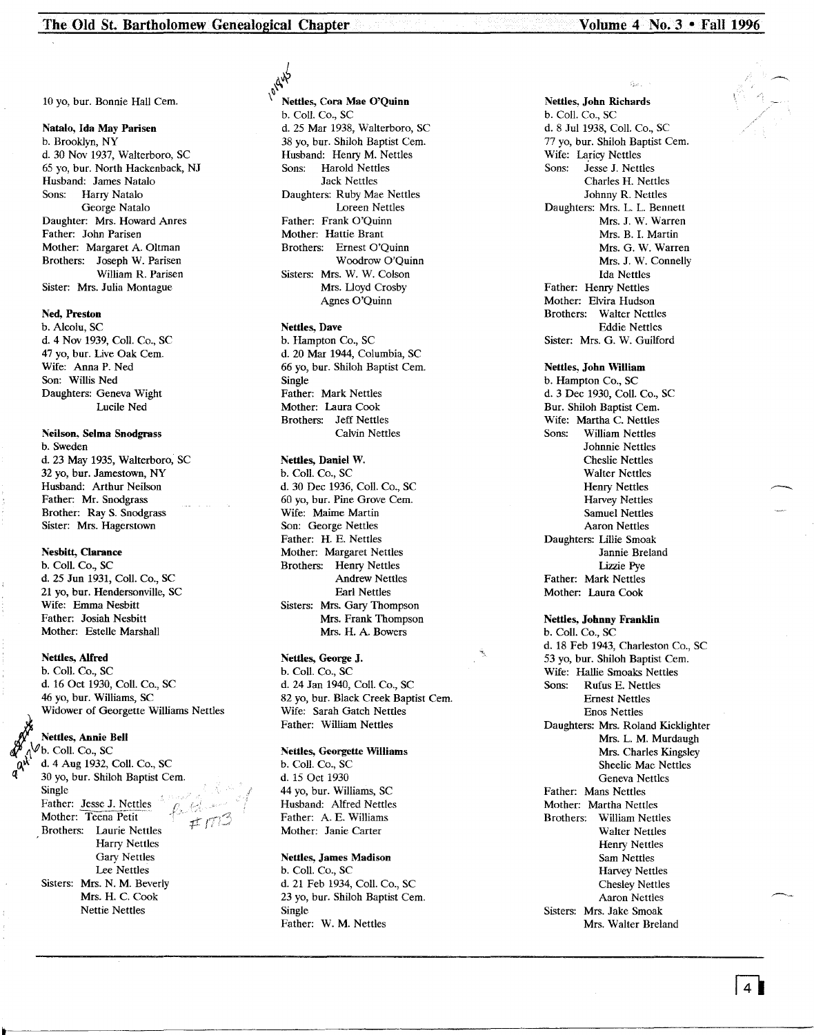10 yo, bur. Bonnie Hall Cem.

**Natalo, Ida May Parisen**
b. Brooklyn, NY
d. 30 Nov 1937, Walterboro, SC
65 yo, bur. North Hackenback, NJ
Husband: James Natalo
Sons: Harry Natalo
George Natalo
Daughter: Mrs. Howard Anres
Father: John Parisen
Mother: Margaret A. Oltman
Brothers: Joseph W. Parisen
William R. Parisen
Sister: Mrs. Julia Montague

**Ned, Preston**
b. Alcolu, SC
d. 4 Nov 1939, Coll. Co., SC
47 yo, bur. Live Oak Cem.
Wife: Anna P. Ned
Son: Willis Ned
Daughters: Geneva Wight
Lucile Ned

**Neilson, Selma Snodgrass**
b. Sweden
d. 23 May 1935, Walterboro, SC
32 yo, bur. Jamestown, NY
Husband: Arthur Neilson
Father: Mr. Snodgrass
Brother: Ray S. Snodgrass
Sister: Mrs. Hagerstown

**Nesbitt, Clarance**
b. Coll. Co., SC
d. 25 Jun 1931, Coll. Co., SC
21 yo, bur. Hendersonville, SC
Wife: Emma Nesbitt
Father: Josiah Nesbitt
Mother: Estelle Marshall

**Nettles, Alfred**
b. Coll. Co., SC
d. 16 Oct 1930, Coll. Co., SC
46 yo, bur. Williams, SC
Widower of Georgette Williams Nettles

**Nettles, Annie Bell**
b. Coll. Co., SC
d. 4 Aug 1932, Coll. Co., SC
30 yo, bur. Shiloh Baptist Cem.
Single
Father: Jesse J. Nettles
Mother: Teena Petit
Brothers: Laurie Nettles
Harry Nettles
Gary Nettles
Lee Nettles
Sisters: Mrs. N. M. Beverly
Mrs. H. C. Cook
Nettie Nettles

**Nettles, Cora Mae O'Quinn**
b. Coll. Co., SC
d. 25 Mar 1938, Walterboro, SC
38 yo, bur. Shiloh Baptist Cem.
Husband: Henry M. Nettles
Sons: Harold Nettles
Jack Nettles
Daughters: Ruby Mae Nettles
Loreen Nettles
Father: Frank O'Quinn
Mother: Hattie Brant
Brothers: Ernest O'Quinn
Woodrow O'Quinn
Sisters: Mrs. W. W. Colson
Mrs. Lloyd Crosby
Agnes O'Quinn

**Nettles, Dave**
b. Hampton Co., SC
d. 20 Mar 1944, Columbia, SC
66 yo, bur. Shiloh Baptist Cem.
Single
Father: Mark Nettles
Mother: Laura Cook
Brothers: Jeff Nettles
Calvin Nettles

**Nettles, Daniel W.**
b. Coll. Co., SC
d. 30 Dec 1936, Coll. Co., SC
60 yo, bur. Pine Grove Cem.
Wife: Maime Martin
Son: George Nettles
Father: H. E. Nettles
Mother: Margaret Nettles
Brothers: Henry Nettles
Andrew Nettles
Earl Nettles
Sisters: Mrs. Gary Thompson
Mrs. Frank Thompson
Mrs. H. A. Bowers

**Nettles, George J.**
b. Coll. Co., SC
d. 24 Jan 1940, Coll. Co., SC
82 yo, bur. Black Creek Baptist Cem.
Wife: Sarah Gatch Nettles
Father: William Nettles

**Nettles, Georgette Williams**
b. Coll. Co., SC
d. 15 Oct 1930
44 yo, bur. Williams, SC
Husband: Alfred Nettles
Father: A. E. Williams
Mother: Janie Carter

**Nettles, James Madison**
b. Coll. Co., SC
d. 21 Feb 1934, Coll. Co., SC
23 yo, bur. Shiloh Baptist Cem.
Single
Father: W. M. Nettles

**Nettles, John Richards**
b. Coll. Co., SC
d. 8 Jul 1938, Coll. Co., SC
77 yo, bur. Shiloh Baptist Cem.
Wife: Laricy Nettles
Sons: Jesse J. Nettles
Charles H. Nettles
Johnny R. Nettles
Daughters: Mrs. L. L. Bennett
Mrs. J. W. Warren
Mrs. B. I. Martin
Mrs. G. W. Warren
Mrs. J. W. Connelly
Ida Nettles
Father: Henry Nettles
Mother: Elvira Hudson
Brothers: Walter Nettles
Eddie Nettles
Sister: Mrs. G. W. Guilford

**Nettles, John William**
b. Hampton Co., SC
d. 3 Dec 1930, Coll. Co., SC
Bur. Shiloh Baptist Cem.
Wife: Martha C. Nettles
Sons: William Nettles
Johnnie Nettles
Cheslie Nettles
Walter Nettles
Henry Nettles
Harvey Nettles
Samuel Nettles
Aaron Nettles
Daughters: Lillie Smoak
Jannie Breland
Lizzie Pye
Father: Mark Nettles
Mother: Laura Cook

**Nettles, Johnny Franklin**
b. Coll. Co., SC
d. 18 Feb 1943, Charleston Co., SC
53 yo, bur. Shiloh Baptist Cem.
Wife: Hallie Smoaks Nettles
Sons: Rufus E. Nettles
Ernest Nettles
Enos Nettles
Daughters: Mrs. Roland Kicklighter
Mrs. L. M. Murdaugh
Mrs. Charles Kingsley
Sheelie Mae Nettles
Geneva Nettles
Father: Mans Nettles
Mother: Martha Nettles
Brothers: William Nettles
Walter Nettles
Henry Nettles
Sam Nettles
Harvey Nettles
Chesley Nettles
Aaron Nettles
Sisters: Mrs. Jake Smoak
Mrs. Walter Breland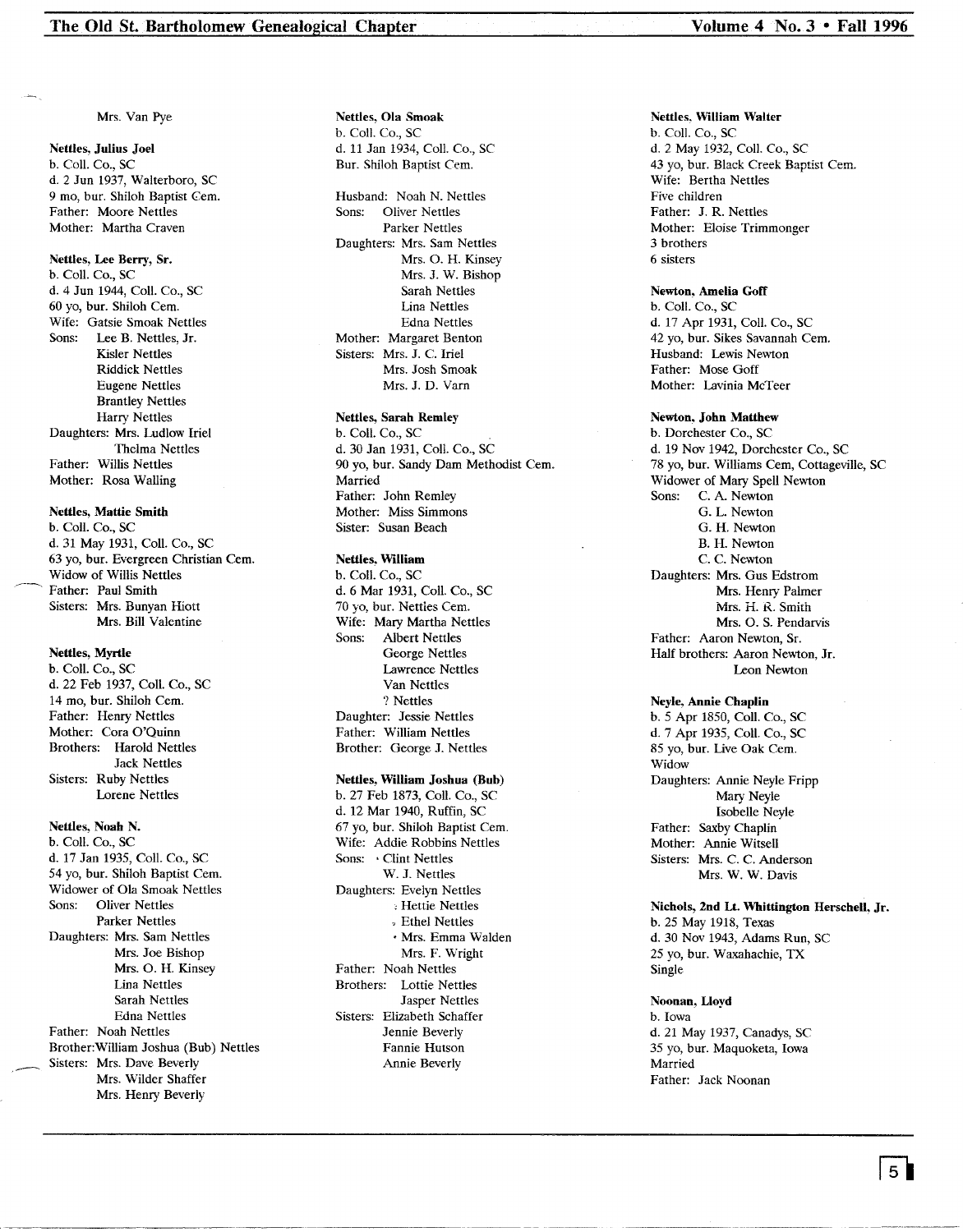Mrs. Van Pye

**Nettles, Julius Joel**
b. Coll. Co., SC
d. 2 Jun 1937, Walterboro, SC
9 mo, bur. Shiloh Baptist Cem.
Father: Moore Nettles
Mother: Martha Craven

**Nettles, Lee Berry, Sr.**
b. Coll. Co., SC
d. 4 Jun 1944, Coll. Co., SC
60 yo, bur. Shiloh Cem.
Wife: Gatsie Smoak Nettles
Sons: Lee B. Nettles, Jr.
Kisler Nettles
Riddick Nettles
Eugene Nettles
Brantley Nettles
Harry Nettles
Daughters: Mrs. Ludlow Iriel
Thelma Nettles
Father: Willis Nettles
Mother: Rosa Walling

**Nettles, Mattie Smith**
b. Coll. Co., SC
d. 31 May 1931, Coll. Co., SC
63 yo, bur. Evergreen Christian Cem.
Widow of Willis Nettles
Father: Paul Smith
Sisters: Mrs. Bunyan Hiott
Mrs. Bill Valentine

**Nettles, Myrtle**
b. Coll. Co., SC
d. 22 Feb 1937, Coll. Co., SC
14 mo, bur. Shiloh Cem.
Father: Henry Nettles
Mother: Cora O'Quinn
Brothers: Harold Nettles
Jack Nettles
Sisters: Ruby Nettles
Lorene Nettles

**Nettles, Noah N.**
b. Coll. Co., SC
d. 17 Jan 1935, Coll. Co., SC
54 yo, bur. Shiloh Baptist Cem.
Widower of Ola Smoak Nettles
Sons: Oliver Nettles
Parker Nettles
Daughters: Mrs. Sam Nettles
Mrs. Joe Bishop
Mrs. O. H. Kinsey
Lina Nettles
Sarah Nettles
Edna Nettles
Father: Noah Nettles
Brother: William Joshua (Bub) Nettles
Sisters: Mrs. Dave Beverly
Mrs. Wilder Shaffer
Mrs. Henry Beverly

**Nettles, Ola Smoak**
b. Coll. Co., SC
d. 11 Jan 1934, Coll. Co., SC
Bur. Shiloh Baptist Cem.

Husband: Noah N. Nettles
Sons: Oliver Nettles
Parker Nettles
Daughters: Mrs. Sam Nettles
Mrs. O. H. Kinsey
Mrs. J. W. Bishop
Sarah Nettles
Lina Nettles
Edna Nettles
Mother: Margaret Benton
Sisters: Mrs. J. C. Iriel
Mrs. Josh Smoak
Mrs. J. D. Varn

**Nettles, Sarah Remley**
b. Coll. Co., SC
d. 30 Jan 1931, Coll. Co., SC
90 yo, bur. Sandy Dam Methodist Cem.
Married
Father: John Remley
Mother: Miss Simmons
Sister: Susan Beach

**Nettles, William**
b. Coll. Co., SC
d. 6 Mar 1931, Coll. Co., SC
70 yo, bur. Nettles Cem.
Wife: Mary Martha Nettles
Sons: Albert Nettles
George Nettles
Lawrence Nettles
Van Nettles
? Nettles
Daughter: Jessie Nettles
Father: William Nettles
Brother: George J. Nettles

**Nettles, William Joshua (Bub)**
b. 27 Feb 1873, Coll. Co., SC
d. 12 Mar 1940, Ruffin, SC
67 yo, bur. Shiloh Baptist Cem.
Wife: Addie Robbins Nettles
Sons: Clint Nettles
W. J. Nettles
Daughters: Evelyn Nettles
Hettie Nettles
Ethel Nettles
Mrs. Emma Walden
Mrs. F. Wright
Father: Noah Nettles
Brothers: Lottie Nettles
Jasper Nettles
Sisters: Elizabeth Schaffer
Jennie Beverly
Fannie Hutson
Annie Beverly

**Nettles, William Walter**
b. Coll. Co., SC
d. 2 May 1932, Coll. Co., SC
43 yo, bur. Black Creek Baptist Cem.
Wife: Bertha Nettles
Five children
Father: J. R. Nettles
Mother: Eloise Trimmonger
3 brothers
6 sisters

**Newton, Amelia Goff**
b. Coll. Co., SC
d. 17 Apr 1931, Coll. Co., SC
42 yo, bur. Sikes Savannah Cem.
Husband: Lewis Newton
Father: Mose Goff
Mother: Lavinia McTeer

**Newton, John Matthew**
b. Dorchester Co., SC
d. 19 Nov 1942, Dorchester Co., SC
78 yo, bur. Williams Cem, Cottageville, SC
Widower of Mary Spell Newton
Sons: C. A. Newton
G. L. Newton
G. H. Newton
B. H. Newton
C. C. Newton
Daughters: Mrs. Gus Edstrom
Mrs. Henry Palmer
Mrs. H. R. Smith
Mrs. O. S. Pendarvis
Father: Aaron Newton, Sr.
Half brothers: Aaron Newton, Jr.
Leon Newton

**Neyle, Annie Chaplin**
b. 5 Apr 1850, Coll. Co., SC
d. 7 Apr 1935, Coll. Co., SC
85 yo, bur. Live Oak Cem.
Widow
Daughters: Annie Neyle Fripp
Mary Neyle
Isobelle Neyle
Father: Saxby Chaplin
Mother: Annie Witsell
Sisters: Mrs. C. C. Anderson
Mrs. W. W. Davis

**Nichols, 2nd Lt. Whittington Herschell, Jr.**
b. 25 May 1918, Texas
d. 30 Nov 1943, Adams Run, SC
25 yo, bur. Waxahachie, TX
Single

**Noonan, Lloyd**
b. Iowa
d. 21 May 1937, Canadys, SC
35 yo, bur. Maquoketa, Iowa
Married
Father: Jack Noonan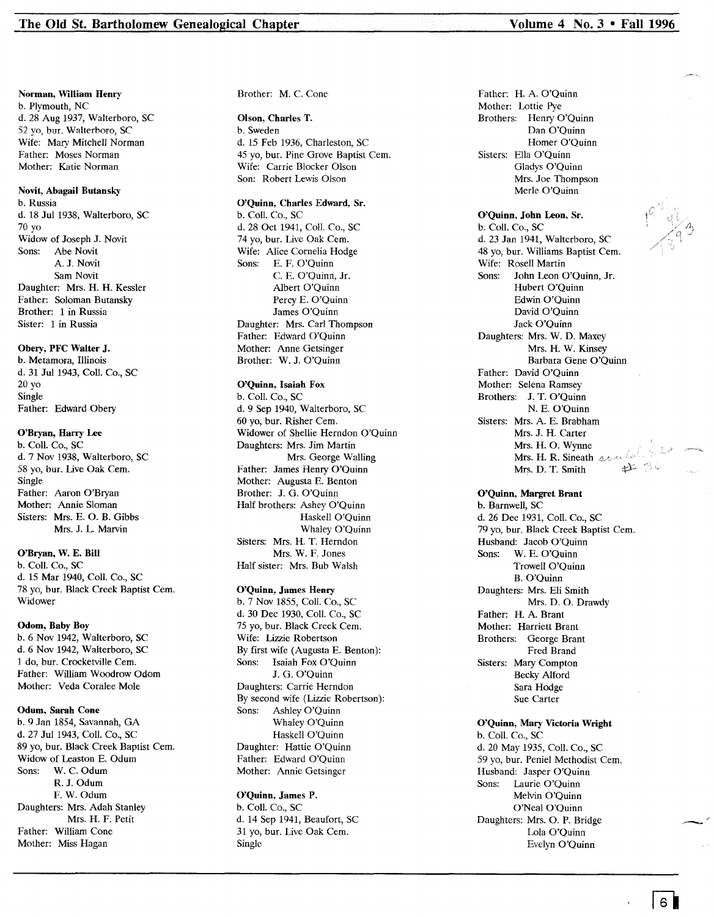**Norman, William Henry**
b. Plymouth, NC
d. 28 Aug 1937, Walterboro, SC
52 yo, bur. Walterboro, SC
Wife: Mary Mitchell Norman
Father: Moses Norman
Mother: Katie Norman

**Novit, Abagail Butansky**
b. Russia
d. 18 Jul 1938, Walterboro, SC
70 yo
Widow of Joseph J. Novit
Sons: Abe Novit
A. J. Novit
Sam Novit
Daughter: Mrs. H. H. Kessler
Father: Soloman Butansky
Brother: 1 in Russia
Sister: 1 in Russia

**Obery, PFC Walter J.**
b. Metamora, Illinois
d. 31 Jul 1943, Coll. Co., SC
20 yo
Single
Father: Edward Obery

**O'Bryan, Harry Lee**
b. Coll. Co., SC
d. 7 Nov 1938, Walterboro, SC
58 yo, bur. Live Oak Cem.
Single
Father: Aaron O'Bryan
Mother: Annie Sloman
Sisters: Mrs. E. O. B. Gibbs
Mrs. J. L. Marvin

**O'Bryan, W. E. Bill**
b. Coll. Co., SC
d. 15 Mar 1940, Coll. Co., SC
78 yo, bur. Black Creek Baptist Cem.
Widower

**Odom, Baby Boy**
b. 6 Nov 1942, Walterboro, SC
d. 6 Nov 1942, Walterboro, SC
1 do, bur. Crocketville Cem.
Father: William Woodrow Odom
Mother: Veda Coralee Mole

**Odum, Sarah Cone**
b. 9 Jan 1854, Savannah, GA
d. 27 Jul 1943, Coll. Co., SC
89 yo, bur. Black Creek Baptist Cem.
Widow of Leaston E. Odum
Sons: W. C. Odum
R. J. Odum
F. W. Odum
Daughters: Mrs. Adah Stanley
Mrs. H. F. Petit
Father: William Cone
Mother: Miss Hagan
Brother: M. C. Cone

**Olson, Charles T.**
b. Sweden
d. 15 Feb 1936, Charleston, SC
45 yo, bur. Pine Grove Baptist Cem.
Wife: Carrie Blocker Olson
Son: Robert Lewis Olson

**O'Quinn, Charles Edward, Sr.**
b. Coll. Co., SC
d. 28 Oct 1941, Coll. Co., SC
74 yo, bur. Live Oak Cem.
Wife: Alice Cornelia Hodge
Sons: E. F. O'Quinn
C. E. O'Quinn, Jr.
Albert O'Quinn
Percy E. O'Quinn
James O'Quinn
Daughter: Mrs. Carl Thompson
Father: Edward O'Quinn
Mother: Anne Getsinger
Brother: W. J. O'Quinn

**O'Quinn, Isaiah Fox**
b. Coll. Co., SC
d. 9 Sep 1940, Walterboro, SC
60 yo, bur. Risher Cem.
Widower of Shellie Herndon O'Quinn
Daughters: Mrs. Jim Martin
Mrs. George Walling
Father: James Henry O'Quinn
Mother: Augusta E. Benton
Brother: J. G. O'Quinn
Half brothers: Ashey O'Quinn
Haskell O'Quinn
Whaley O'Quinn
Sisters: Mrs. H. T. Herndon
Mrs. W. F. Jones
Half sister: Mrs. Bub Walsh

**O'Quinn, James Henry**
b. 7 Nov 1855, Coll. Co., SC
d. 30 Dec 1930, Coll. Co., SC
75 yo, bur. Black Creek Cem.
Wife: Lizzie Robertson
By first wife (Augusta E. Benton):
Sons: Isaiah Fox O'Quinn
J. G. O'Quinn
Daughters: Carrie Herndon
By second wife (Lizzie Robertson):
Sons: Ashley O'Quinn
Whaley O'Quinn
Haskell O'Quinn
Daughter: Hattie O'Quinn
Father: Edward O'Quinn
Mother: Annie Getsinger

**O'Quinn, James P.**
b. Coll. Co., SC
d. 14 Sep 1941, Beaufort, SC
31 yo, bur. Live Oak Cem.
Single
Father: H. A. O'Quinn
Mother: Lottie Pye
Brothers: Henry O'Quinn
Dan O'Quinn
Homer O'Quinn
Sisters: Ella O'Quinn
Gladys O'Quinn
Mrs. Joe Thompson
Merle O'Quinn

**O'Quinn, John Leon, Sr.**
b. Coll. Co., SC
d. 23 Jan 1941, Walterboro, SC
48 yo, bur. Williams Baptist Cem.
Wife: Rosell Martin
Sons: John Leon O'Quinn, Jr.
Hubert O'Quinn
Edwin O'Quinn
David O'Quinn
Jack O'Quinn
Daughters: Mrs. W. D. Maxey
Mrs. H. W. Kinsey
Barbara Gene O'Quinn
Father: David O'Quinn
Mother: Selena Ramsey
Brothers: J. T. O'Quinn
N. E. O'Quinn
Sisters: Mrs. A. E. Brabham
Mrs. J. H. Carter
Mrs. H. O. Wynne
Mrs. H. R. Sineath
Mrs. D. T. Smith

**O'Quinn, Margret Brant**
b. Barnwell, SC
d. 26 Dec 1931, Coll. Co., SC
79 yo, bur. Black Creek Baptist Cem.
Husband: Jacob O'Quinn
Sons: W. E. O'Quinn
Trowell O'Quinn
B. O'Quinn
Daughters: Mrs. Eli Smith
Mrs. D. O. Drawdy
Father: H. A. Brant
Mother: Harriett Brant
Brothers: George Brant
Fred Brand
Sisters: Mary Compton
Becky Alford
Sara Hodge
Sue Carter

**O'Quinn, Mary Victoria Wright**
b. Coll. Co., SC
d. 20 May 1935, Coll. Co., SC
59 yo, bur. Peniel Methodist Cem.
Husband: Jasper O'Quinn
Sons: Laurie O'Quinn
Melvin O'Quinn
O'Neal O'Quinn
Daughters: Mrs. O. P. Bridge
Lola O'Quinn
Evelyn O'Quinn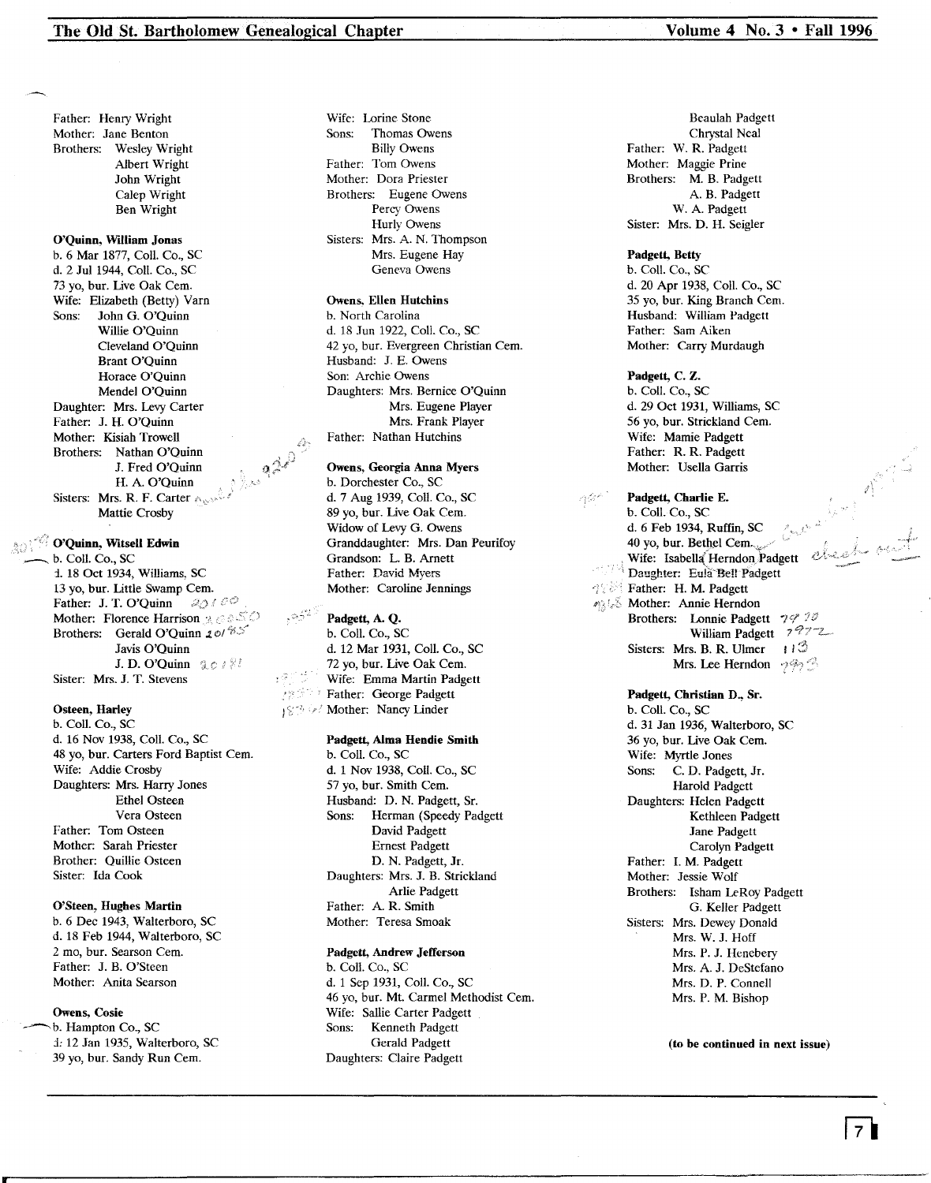Father: Henry Wright
Mother: Jane Benton
Brothers: Wesley Wright
Albert Wright
John Wright
Calep Wright
Ben Wright

**O'Quinn, William Jonas**
b. 6 Mar 1877, Coll. Co., SC
d. 2 Jul 1944, Coll. Co., SC
73 yo, bur. Live Oak Cem.
Wife: Elizabeth (Betty) Varn
Sons: John G. O'Quinn
Willie O'Quinn
Cleveland O'Quinn
Brant O'Quinn
Horace O'Quinn
Mendel O'Quinn
Daughter: Mrs. Levy Carter
Father: J. H. O'Quinn
Mother: Kisiah Trowell
Brothers: Nathan O'Quinn
J. Fred O'Quinn
H. A. O'Quinn
Sisters: Mrs. R. F. Carter
Mattie Crosby

**O'Quinn, Witsell Edwin**
b. Coll. Co., SC
d. 18 Oct 1934, Williams, SC
13 yo, bur. Little Swamp Cem.
Father: J. T. O'Quinn
Mother: Florence Harrison
Brothers: Gerald O'Quinn
Javis O'Quinn
J. D. O'Quinn
Sister: Mrs. J. T. Stevens

**Osteen, Harley**
b. Coll. Co., SC
d. 16 Nov 1938, Coll. Co., SC
48 yo, bur. Carters Ford Baptist Cem.
Wife: Addie Crosby
Daughters: Mrs. Harry Jones
Ethel Osteen
Vera Osteen
Father: Tom Osteen
Mother: Sarah Priester
Brother: Quillie Osteen
Sister: Ida Cook

**O'Steen, Hughes Martin**
b. 6 Dec 1943, Walterboro, SC
d. 18 Feb 1944, Walterboro, SC
2 mo, bur. Searson Cem.
Father: J. B. O'Steen
Mother: Anita Searson

**Owens, Cosie**
b. Hampton Co., SC
d. 12 Jan 1935, Walterboro, SC
39 yo, bur. Sandy Run Cem.
Wife: Lorine Stone
Sons: Thomas Owens
Billy Owens
Father: Tom Owens
Mother: Dora Priester
Brothers: Eugene Owens
Percy Owens
Hurly Owens
Sisters: Mrs. A. N. Thompson
Mrs. Eugene Hay
Geneva Owens

**Owens, Ellen Hutchins**
b. North Carolina
d. 18 Jun 1922, Coll. Co., SC
42 yo, bur. Evergreen Christian Cem.
Husband: J. E. Owens
Son: Archie Owens
Daughters: Mrs. Bernice O'Quinn
Mrs. Eugene Player
Mrs. Frank Player
Father: Nathan Hutchins

**Owens, Georgia Anna Myers**
b. Dorchester Co., SC
d. 7 Aug 1939, Coll. Co., SC
89 yo, bur. Live Oak Cem.
Widow of Levy G. Owens
Granddaughter: Mrs. Dan Peurifoy
Grandson: L. B. Arnett
Father: David Myers
Mother: Caroline Jennings

**Padgett, A. Q.**
b. Coll. Co., SC
d. 12 Mar 1931, Coll. Co., SC
72 yo, bur. Live Oak Cem.
Wife: Emma Martin Padgett
Father: George Padgett
Mother: Nancy Linder

**Padgett, Alma Hendie Smith**
b. Coll. Co., SC
d. 1 Nov 1938, Coll. Co., SC
57 yo, bur. Smith Cem.
Husband: D. N. Padgett, Sr.
Sons: Herman (Speedy Padgett
David Padgett
Ernest Padgett
D. N. Padgett, Jr.
Daughters: Mrs. J. B. Strickland
Arlie Padgett
Father: A. R. Smith
Mother: Teresa Smoak

**Padgett, Andrew Jefferson**
b. Coll. Co., SC
d. 1 Sep 1931, Coll. Co., SC
46 yo, bur. Mt. Carmel Methodist Cem.
Wife: Sallie Carter Padgett
Sons: Kenneth Padgett
Gerald Padgett
Daughters: Claire Padgett
Beaulah Padgett
Chrystal Neal
Father: W. R. Padgett
Mother: Maggie Prine
Brothers: M. B. Padgett
A. B. Padgett
W. A. Padgett
Sister: Mrs. D. H. Seigler

**Padgett, Betty**
b. Coll. Co., SC
d. 20 Apr 1938, Coll. Co., SC
35 yo, bur. King Branch Cem.
Husband: William Padgett
Father: Sam Aiken
Mother: Carry Murdaugh

**Padgett, C. Z.**
b. Coll. Co., SC
d. 29 Oct 1931, Williams, SC
56 yo, bur. Strickland Cem.
Wife: Mamie Padgett
Father: R. R. Padgett
Mother: Usella Garris

**Padgett, Charlie E.**
b. Coll. Co., SC
d. 6 Feb 1934, Ruffin, SC
40 yo, bur. Bethel Cem.
Wife: Isabella Herndon Padgett
Daughter: Eula Bell Padgett
Father: H. M. Padgett
Mother: Annie Herndon
Brothers: Lonnie Padgett
William Padgett
Sisters: Mrs. B. R. Ulmer
Mrs. Lee Herndon

**Padgett, Christian D., Sr.**
b. Coll. Co., SC
d. 31 Jan 1936, Walterboro, SC
36 yo, bur. Live Oak Cem.
Wife: Myrtle Jones
Sons: C. D. Padgett, Jr.
Harold Padgett
Daughters: Helen Padgett
Kethleen Padgett
Jane Padgett
Carolyn Padgett
Father: I. M. Padgett
Mother: Jessie Wolf
Brothers: Isham LeRoy Padgett
G. Keller Padgett
Sisters: Mrs. Dewey Donald
Mrs. W. J. Hoff
Mrs. P. J. Henebery
Mrs. A. J. DeStefano
Mrs. D. P. Connell
Mrs. P. M. Bishop

**(to be continued in next issue)**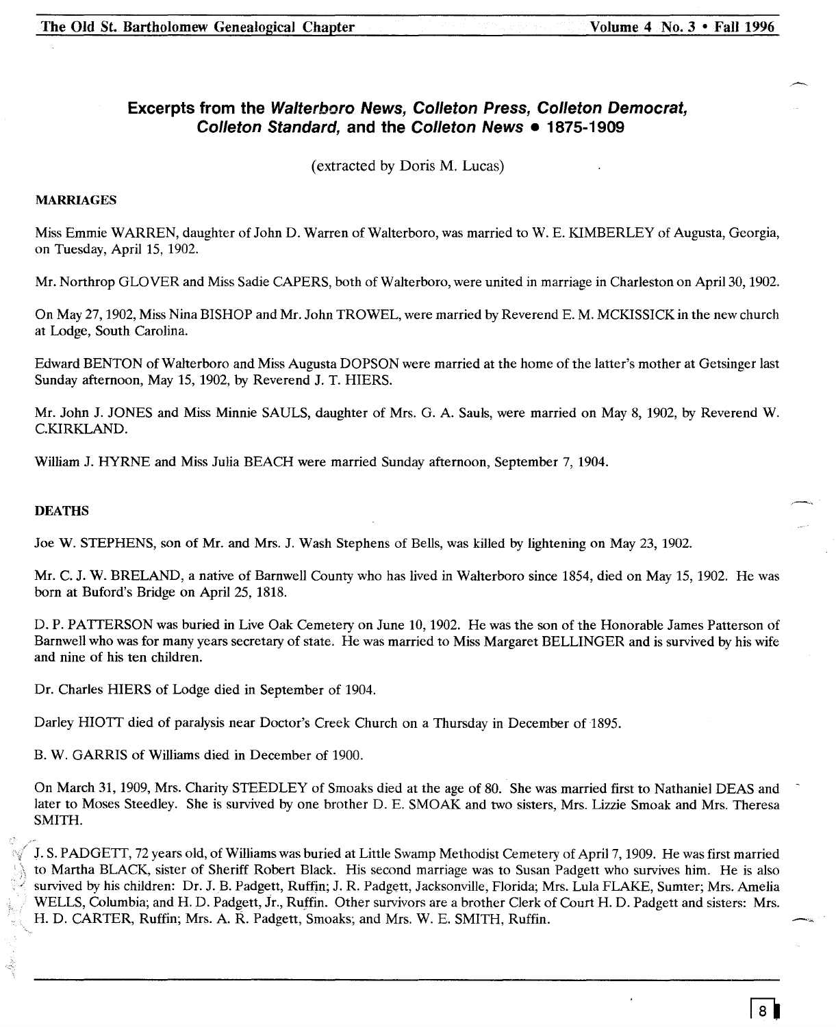## Excerpts from the *Walterboro News, Colleton Press, Colleton Democrat, Colleton Standard,* and the *Colleton News* • 1875-1909

(extracted by Doris M. Lucas)

### MARRIAGES

Miss Emmie WARREN, daughter of John D. Warren of Walterboro, was married to W. E. KIMBERLEY of Augusta, Georgia, on Tuesday, April 15, 1902.

Mr. Northrop GLOVER and Miss Sadie CAPERS, both of Walterboro, were united in marriage in Charleston on April 30, 1902.

On May 27, 1902, Miss Nina BISHOP and Mr. John TROWEL, were married by Reverend E. M. MCKISSICK in the new church at Lodge, South Carolina.

Edward BENTON of Walterboro and Miss Augusta DOPSON were married at the home of the latter's mother at Getsinger last Sunday afternoon, May 15, 1902, by Reverend J. T. HIERS.

Mr. John J. JONES and Miss Minnie SAULS, daughter of Mrs. G. A. Sauls, were married on May 8, 1902, by Reverend W. C.KIRKLAND.

William J. HYRNE and Miss Julia BEACH were married Sunday afternoon, September 7, 1904.

### DEATHS

Joe W. STEPHENS, son of Mr. and Mrs. J. Wash Stephens of Bells, was killed by lightening on May 23, 1902.

Mr. C. J. W. BRELAND, a native of Barnwell County who has lived in Walterboro since 1854, died on May 15, 1902. He was born at Buford's Bridge on April 25, 1818.

D. P. PATTERSON was buried in Live Oak Cemetery on June 10, 1902. He was the son of the Honorable James Patterson of Barnwell who was for many years secretary of state. He was married to Miss Margaret BELLINGER and is survived by his wife and nine of his ten children.

Dr. Charles HIERS of Lodge died in September of 1904.

Darley HIOTT died of paralysis near Doctor's Creek Church on a Thursday in December of 1895.

B. W. GARRIS of Williams died in December of 1900.

On March 31, 1909, Mrs. Charity STEEDLEY of Smoaks died at the age of 80. She was married first to Nathaniel DEAS and later to Moses Steedley. She is survived by one brother D. E. SMOAK and two sisters, Mrs. Lizzie Smoak and Mrs. Theresa SMITH.

J. S. PADGETT, 72 years old, of Williams was buried at Little Swamp Methodist Cemetery of April 7, 1909. He was first married to Martha BLACK, sister of Sheriff Robert Black. His second marriage was to Susan Padgett who survives him. He is also survived by his children: Dr. J. B. Padgett, Ruffin; J. R. Padgett, Jacksonville, Florida; Mrs. Lula FLAKE, Sumter; Mrs. Amelia WELLS, Columbia; and H. D. Padgett, Jr., Ruffin. Other survivors are a brother Clerk of Court H. D. Padgett and sisters: Mrs. H. D. CARTER, Ruffin; Mrs. A. R. Padgett, Smoaks; and Mrs. W. E. SMITH, Ruffin.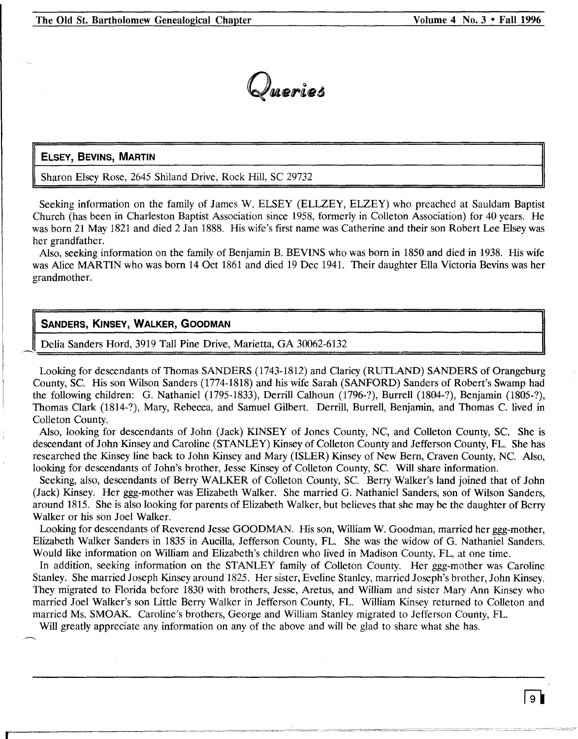# Queries

## ELSEY, BEVINS, MARTIN

Sharon Elsey Rose, 2645 Shiland Drive, Rock Hill, SC 29732

Seeking information on the family of James W. ELSEY (ELLZEY, ELZEY) who preached at Sauldam Baptist Church (has been in Charleston Baptist Association since 1958, formerly in Colleton Association) for 40 years. He was born 21 May 1821 and died 2 Jan 1888. His wife's first name was Catherine and their son Robert Lee Elsey was her grandfather.

Also, seeking information on the family of Benjamin B. BEVINS who was born in 1850 and died in 1938. His wife was Alice MARTIN who was born 14 Oct 1861 and died 19 Dec 1941. Their daughter Ella Victoria Bevins was her grandmother.

## SANDERS, KINSEY, WALKER, GOODMAN

Delia Sanders Hord, 3919 Tall Pine Drive, Marietta, GA 30062-6132

Looking for descendants of Thomas SANDERS (1743-1812) and Claricy (RUTLAND) SANDERS of Orangeburg County, SC. His son Wilson Sanders (1774-1818) and his wife Sarah (SANFORD) Sanders of Robert's Swamp had the following children: G. Nathaniel (1795-1833), Derrill Calhoun (1796-?), Burrell (1804-?), Benjamin (1805-?), Thomas Clark (1814-?), Mary, Rebecca, and Samuel Gilbert. Derrill, Burrell, Benjamin, and Thomas C. lived in Colleton County.

Also, looking for descendants of John (Jack) KINSEY of Jones County, NC, and Colleton County, SC. She is descendant of John Kinsey and Caroline (STANLEY) Kinsey of Colleton County and Jefferson County, FL. She has researched the Kinsey line back to John Kinsey and Mary (ISLER) Kinsey of New Bern, Craven County, NC. Also, looking for descendants of John's brother, Jesse Kinsey of Colleton County, SC. Will share information.

Seeking, also, descendants of Berry WALKER of Colleton County, SC. Berry Walker's land joined that of John (Jack) Kinsey. Her ggg-mother was Elizabeth Walker. She married G. Nathaniel Sanders, son of Wilson Sanders, around 1815. She is also looking for parents of Elizabeth Walker, but believes that she may be the daughter of Berry Walker or his son Joel Walker.

Looking for descendants of Reverend Jesse GOODMAN. His son, William W. Goodman, married her ggg-mother, Elizabeth Walker Sanders in 1835 in Aucilla, Jefferson County, FL. She was the widow of G. Nathaniel Sanders. Would like information on William and Elizabeth's children who lived in Madison County, FL, at one time.

In addition, seeking information on the STANLEY family of Colleton County. Her ggg-mother was Caroline Stanley. She married Joseph Kinsey around 1825. Her sister, Eveline Stanley, married Joseph's brother, John Kinsey. They migrated to Florida before 1830 with brothers, Jesse, Aretus, and William and sister Mary Ann Kinsey who married Joel Walker's son Little Berry Walker in Jefferson County, FL. William Kinsey returned to Colleton and married Ms. SMOAK. Caroline's brothers, George and William Stanley migrated to Jefferson County, FL.

Will greatly appreciate any information on any of the above and will be glad to share what she has.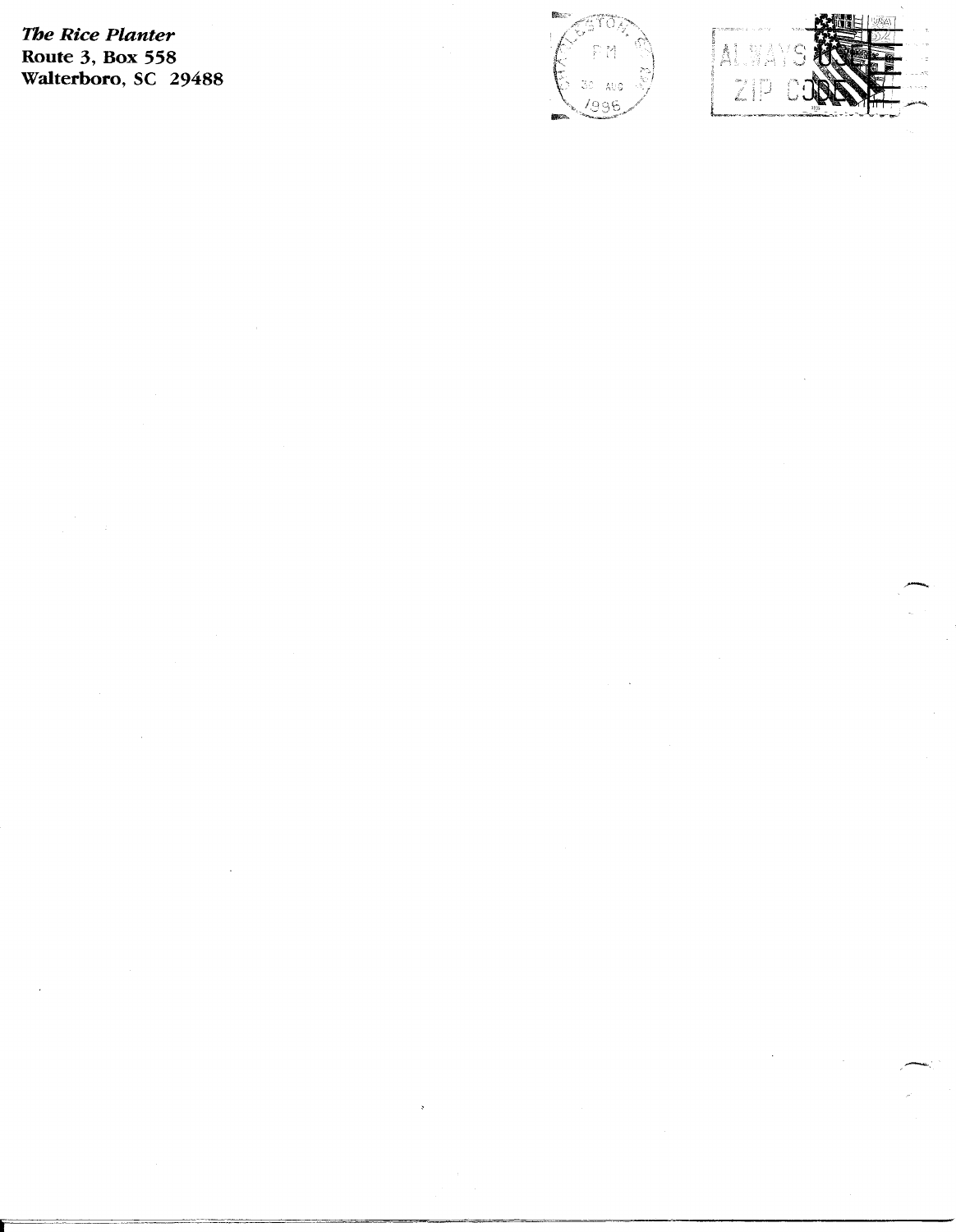***The Rice Planter***
**Route 3, Box 558**
**Walterboro, SC 29488**

CHARLESTON, SC
PM
30 AUG
1996

ALWAYS USE
ZIP CODE